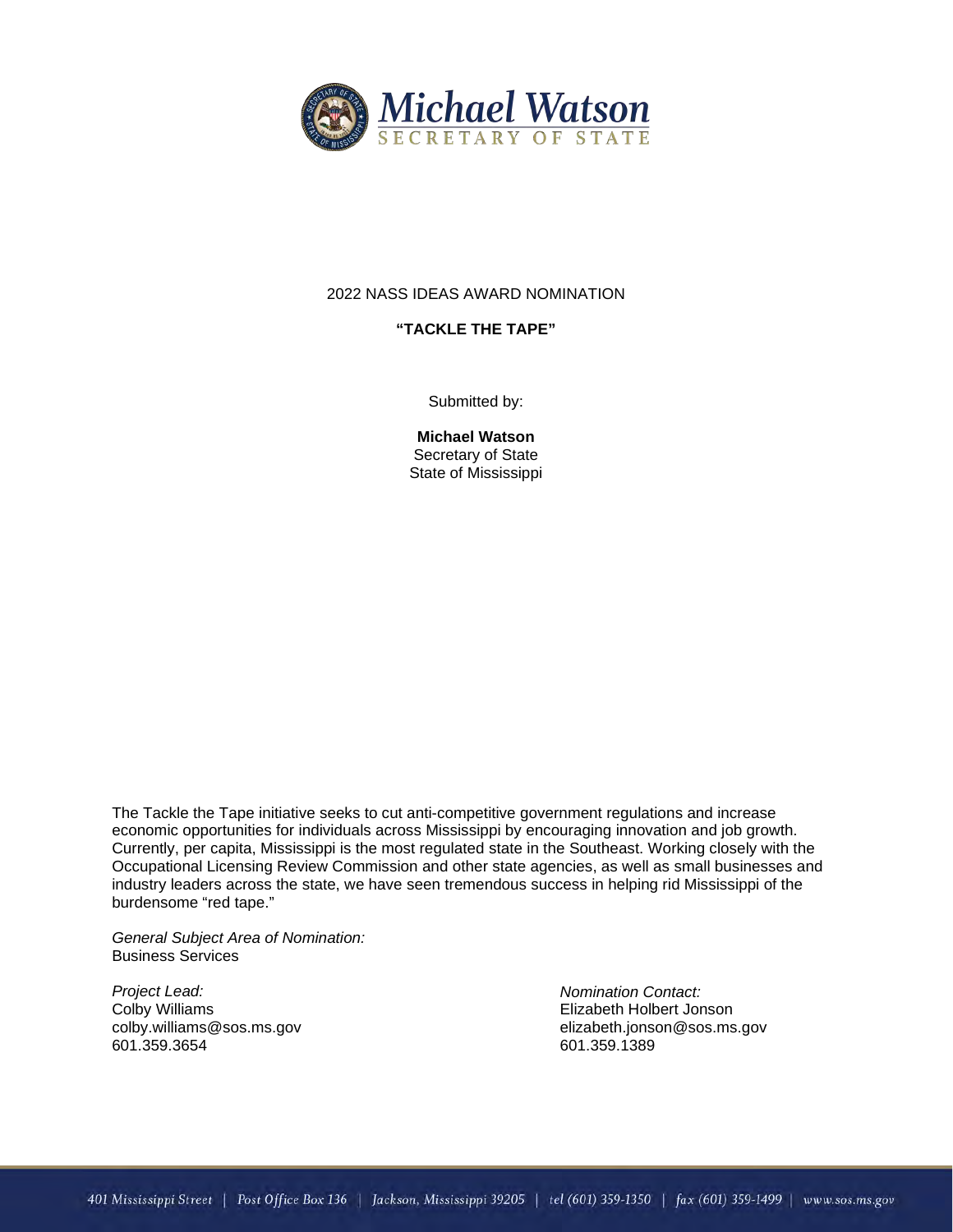# Michael Watson
SECRETARY OF STATE

2022 NASS IDEAS AWARD NOMINATION

**"TACKLE THE TAPE"**

Submitted by:

**Michael Watson**
Secretary of State
State of Mississippi

The Tackle the Tape initiative seeks to cut anti-competitive government regulations and increase economic opportunities for individuals across Mississippi by encouraging innovation and job growth. Currently, per capita, Mississippi is the most regulated state in the Southeast. Working closely with the Occupational Licensing Review Commission and other state agencies, as well as small businesses and industry leaders across the state, we have seen tremendous success in helping rid Mississippi of the burdensome "red tape."

*General Subject Area of Nomination:*
Business Services

*Project Lead:*
Colby Williams
colby.williams@sos.ms.gov
601.359.3654

*Nomination Contact:*
Elizabeth Holbert Jonson
elizabeth.jonson@sos.ms.gov
601.359.1389

401 Mississippi Street | Post Office Box 136 | Jackson, Mississippi 39205 | tel (601) 359-1350 | fax (601) 359-1499 | www.sos.ms.gov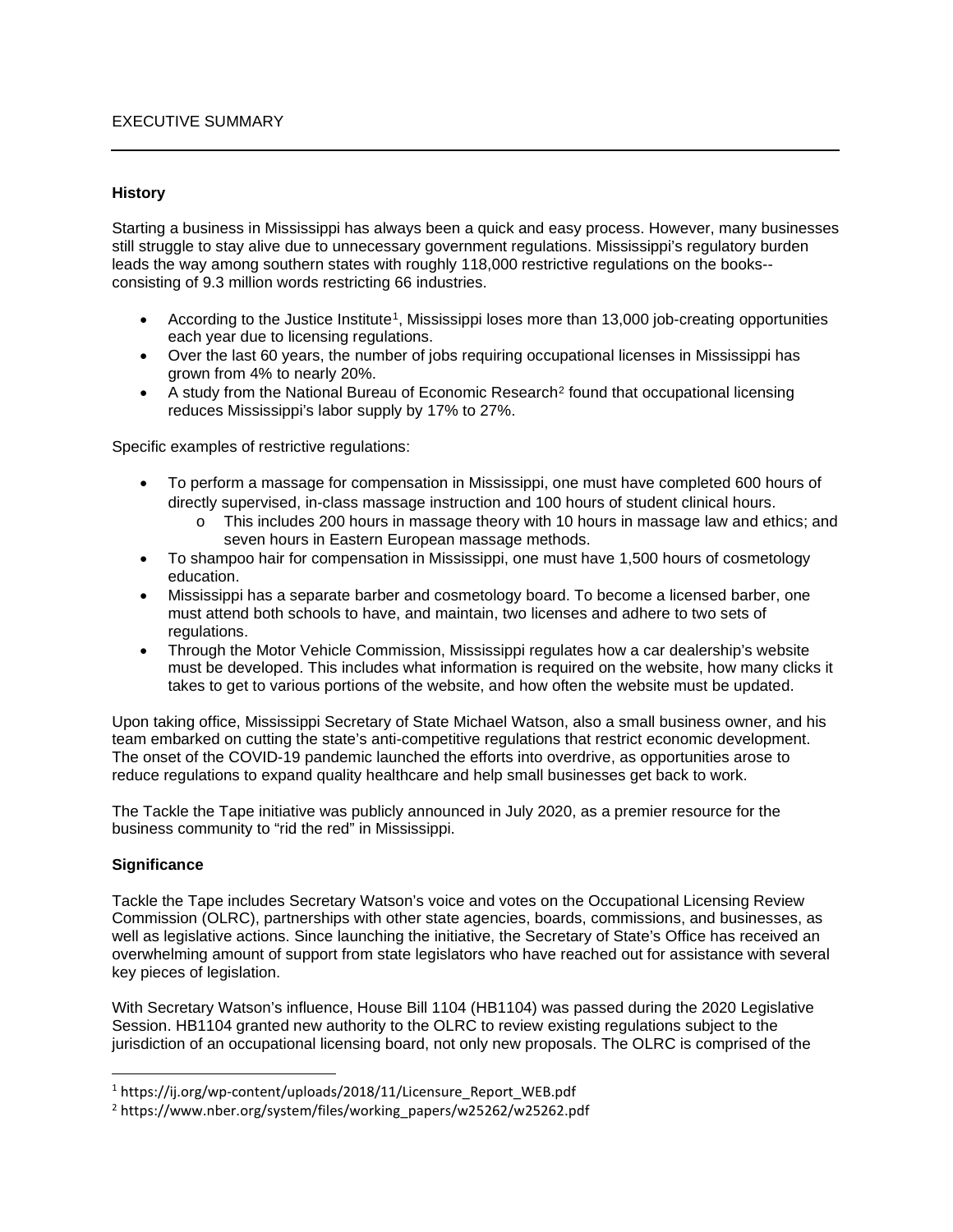# EXECUTIVE SUMMARY

### History

Starting a business in Mississippi has always been a quick and easy process. However, many businesses still struggle to stay alive due to unnecessary government regulations. Mississippi's regulatory burden leads the way among southern states with roughly 118,000 restrictive regulations on the books--consisting of 9.3 million words restricting 66 industries.

- According to the Justice Institute[1], Mississippi loses more than 13,000 job-creating opportunities each year due to licensing regulations.
- Over the last 60 years, the number of jobs requiring occupational licenses in Mississippi has grown from 4% to nearly 20%.
- A study from the National Bureau of Economic Research[2] found that occupational licensing reduces Mississippi's labor supply by 17% to 27%.

Specific examples of restrictive regulations:

- To perform a massage for compensation in Mississippi, one must have completed 600 hours of directly supervised, in-class massage instruction and 100 hours of student clinical hours.
  - This includes 200 hours in massage theory with 10 hours in massage law and ethics; and seven hours in Eastern European massage methods.
- To shampoo hair for compensation in Mississippi, one must have 1,500 hours of cosmetology education.
- Mississippi has a separate barber and cosmetology board. To become a licensed barber, one must attend both schools to have, and maintain, two licenses and adhere to two sets of regulations.
- Through the Motor Vehicle Commission, Mississippi regulates how a car dealership's website must be developed. This includes what information is required on the website, how many clicks it takes to get to various portions of the website, and how often the website must be updated.

Upon taking office, Mississippi Secretary of State Michael Watson, also a small business owner, and his team embarked on cutting the state's anti-competitive regulations that restrict economic development. The onset of the COVID-19 pandemic launched the efforts into overdrive, as opportunities arose to reduce regulations to expand quality healthcare and help small businesses get back to work.

The Tackle the Tape initiative was publicly announced in July 2020, as a premier resource for the business community to "rid the red" in Mississippi.

### Significance

Tackle the Tape includes Secretary Watson's voice and votes on the Occupational Licensing Review Commission (OLRC), partnerships with other state agencies, boards, commissions, and businesses, as well as legislative actions. Since launching the initiative, the Secretary of State's Office has received an overwhelming amount of support from state legislators who have reached out for assistance with several key pieces of legislation.

With Secretary Watson's influence, House Bill 1104 (HB1104) was passed during the 2020 Legislative Session. HB1104 granted new authority to the OLRC to review existing regulations subject to the jurisdiction of an occupational licensing board, not only new proposals. The OLRC is comprised of the

[1] https://ij.org/wp-content/uploads/2018/11/Licensure_Report_WEB.pdf

[2] https://www.nber.org/system/files/working_papers/w25262/w25262.pdf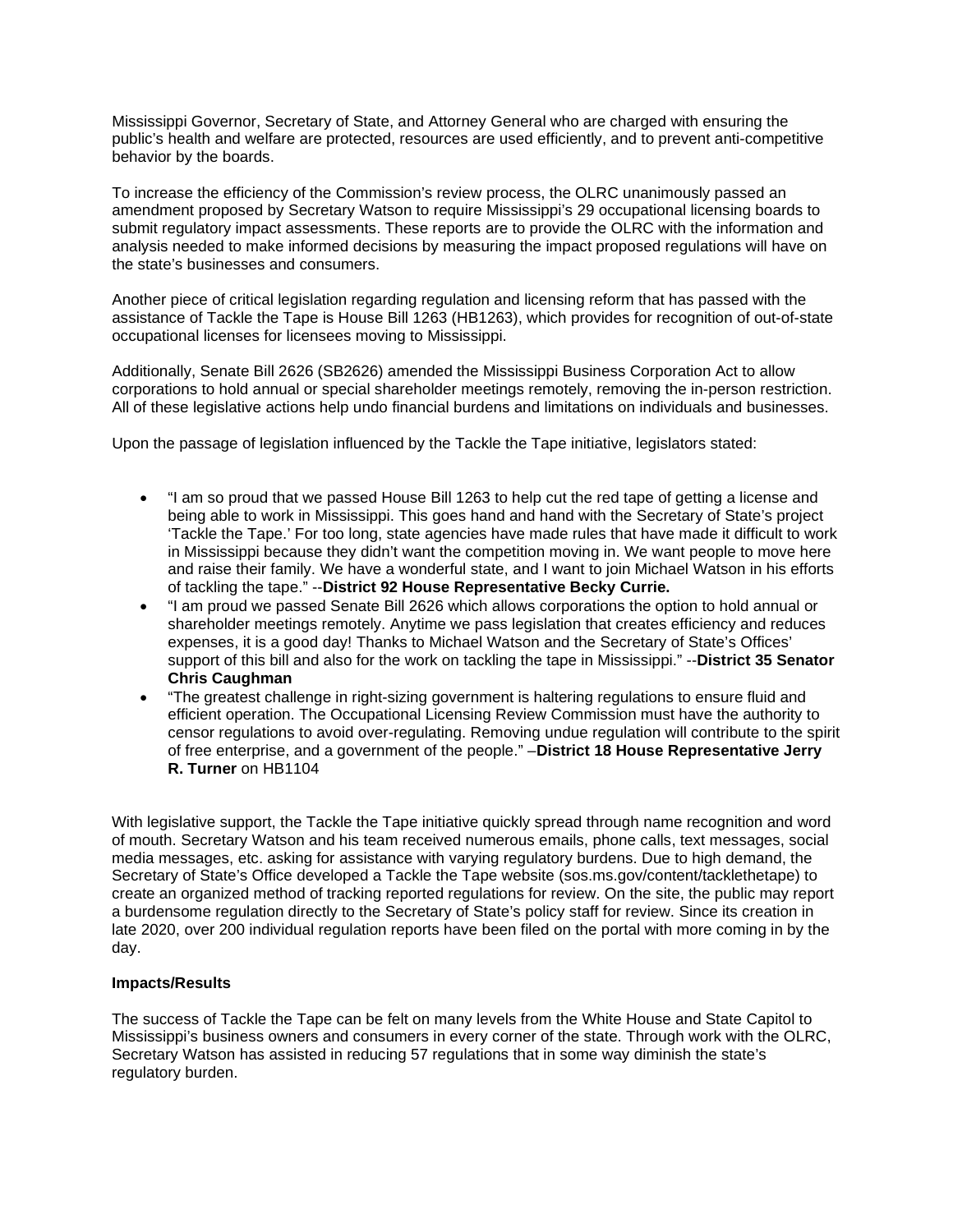Mississippi Governor, Secretary of State, and Attorney General who are charged with ensuring the public's health and welfare are protected, resources are used efficiently, and to prevent anti-competitive behavior by the boards.

To increase the efficiency of the Commission's review process, the OLRC unanimously passed an amendment proposed by Secretary Watson to require Mississippi's 29 occupational licensing boards to submit regulatory impact assessments. These reports are to provide the OLRC with the information and analysis needed to make informed decisions by measuring the impact proposed regulations will have on the state's businesses and consumers.

Another piece of critical legislation regarding regulation and licensing reform that has passed with the assistance of Tackle the Tape is House Bill 1263 (HB1263), which provides for recognition of out-of-state occupational licenses for licensees moving to Mississippi.

Additionally, Senate Bill 2626 (SB2626) amended the Mississippi Business Corporation Act to allow corporations to hold annual or special shareholder meetings remotely, removing the in-person restriction. All of these legislative actions help undo financial burdens and limitations on individuals and businesses.

Upon the passage of legislation influenced by the Tackle the Tape initiative, legislators stated:

- "I am so proud that we passed House Bill 1263 to help cut the red tape of getting a license and being able to work in Mississippi. This goes hand and hand with the Secretary of State's project 'Tackle the Tape.' For too long, state agencies have made rules that have made it difficult to work in Mississippi because they didn't want the competition moving in. We want people to move here and raise their family. We have a wonderful state, and I want to join Michael Watson in his efforts of tackling the tape." --**District 92 House Representative Becky Currie.**
- "I am proud we passed Senate Bill 2626 which allows corporations the option to hold annual or shareholder meetings remotely. Anytime we pass legislation that creates efficiency and reduces expenses, it is a good day! Thanks to Michael Watson and the Secretary of State's Offices' support of this bill and also for the work on tackling the tape in Mississippi." --**District 35 Senator Chris Caughman**
- "The greatest challenge in right-sizing government is haltering regulations to ensure fluid and efficient operation. The Occupational Licensing Review Commission must have the authority to censor regulations to avoid over-regulating. Removing undue regulation will contribute to the spirit of free enterprise, and a government of the people." –**District 18 House Representative Jerry R. Turner** on HB1104

With legislative support, the Tackle the Tape initiative quickly spread through name recognition and word of mouth. Secretary Watson and his team received numerous emails, phone calls, text messages, social media messages, etc. asking for assistance with varying regulatory burdens. Due to high demand, the Secretary of State's Office developed a Tackle the Tape website (sos.ms.gov/content/tacklethetape) to create an organized method of tracking reported regulations for review. On the site, the public may report a burdensome regulation directly to the Secretary of State's policy staff for review. Since its creation in late 2020, over 200 individual regulation reports have been filed on the portal with more coming in by the day.

**Impacts/Results**

The success of Tackle the Tape can be felt on many levels from the White House and State Capitol to Mississippi's business owners and consumers in every corner of the state. Through work with the OLRC, Secretary Watson has assisted in reducing 57 regulations that in some way diminish the state's regulatory burden.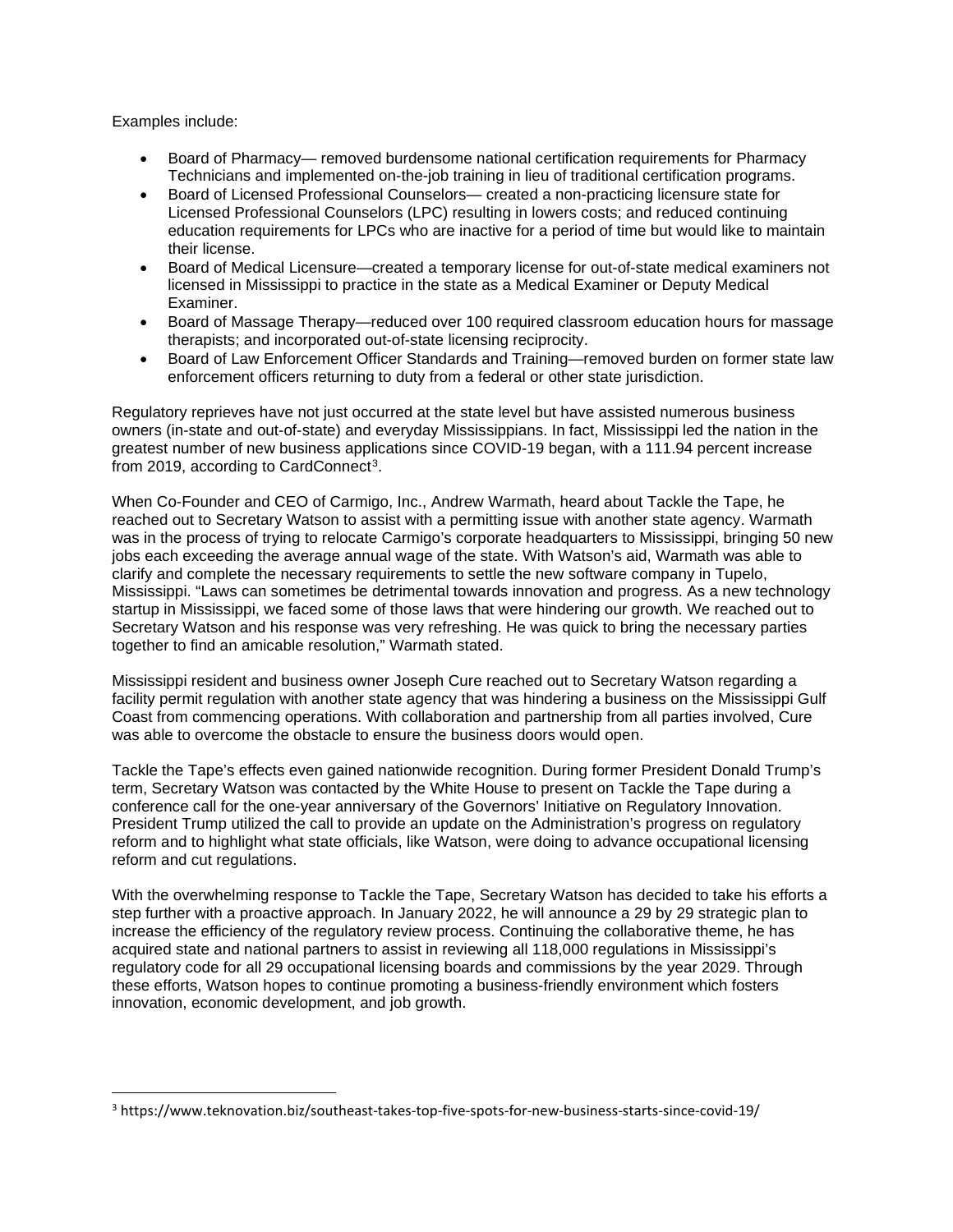Examples include:

- Board of Pharmacy— removed burdensome national certification requirements for Pharmacy Technicians and implemented on-the-job training in lieu of traditional certification programs.
- Board of Licensed Professional Counselors— created a non-practicing licensure state for Licensed Professional Counselors (LPC) resulting in lowers costs; and reduced continuing education requirements for LPCs who are inactive for a period of time but would like to maintain their license.
- Board of Medical Licensure—created a temporary license for out-of-state medical examiners not licensed in Mississippi to practice in the state as a Medical Examiner or Deputy Medical Examiner.
- Board of Massage Therapy—reduced over 100 required classroom education hours for massage therapists; and incorporated out-of-state licensing reciprocity.
- Board of Law Enforcement Officer Standards and Training—removed burden on former state law enforcement officers returning to duty from a federal or other state jurisdiction.

Regulatory reprieves have not just occurred at the state level but have assisted numerous business owners (in-state and out-of-state) and everyday Mississippians. In fact, Mississippi led the nation in the greatest number of new business applications since COVID-19 began, with a 111.94 percent increase from 2019, according to CardConnect[3].

When Co-Founder and CEO of Carmigo, Inc., Andrew Warmath, heard about Tackle the Tape, he reached out to Secretary Watson to assist with a permitting issue with another state agency. Warmath was in the process of trying to relocate Carmigo's corporate headquarters to Mississippi, bringing 50 new jobs each exceeding the average annual wage of the state. With Watson's aid, Warmath was able to clarify and complete the necessary requirements to settle the new software company in Tupelo, Mississippi. "Laws can sometimes be detrimental towards innovation and progress. As a new technology startup in Mississippi, we faced some of those laws that were hindering our growth. We reached out to Secretary Watson and his response was very refreshing. He was quick to bring the necessary parties together to find an amicable resolution," Warmath stated.

Mississippi resident and business owner Joseph Cure reached out to Secretary Watson regarding a facility permit regulation with another state agency that was hindering a business on the Mississippi Gulf Coast from commencing operations. With collaboration and partnership from all parties involved, Cure was able to overcome the obstacle to ensure the business doors would open.

Tackle the Tape's effects even gained nationwide recognition. During former President Donald Trump's term, Secretary Watson was contacted by the White House to present on Tackle the Tape during a conference call for the one-year anniversary of the Governors' Initiative on Regulatory Innovation. President Trump utilized the call to provide an update on the Administration's progress on regulatory reform and to highlight what state officials, like Watson, were doing to advance occupational licensing reform and cut regulations.

With the overwhelming response to Tackle the Tape, Secretary Watson has decided to take his efforts a step further with a proactive approach. In January 2022, he will announce a 29 by 29 strategic plan to increase the efficiency of the regulatory review process. Continuing the collaborative theme, he has acquired state and national partners to assist in reviewing all 118,000 regulations in Mississippi's regulatory code for all 29 occupational licensing boards and commissions by the year 2029. Through these efforts, Watson hopes to continue promoting a business-friendly environment which fosters innovation, economic development, and job growth.

---

[3] https://www.teknovation.biz/southeast-takes-top-five-spots-for-new-business-starts-since-covid-19/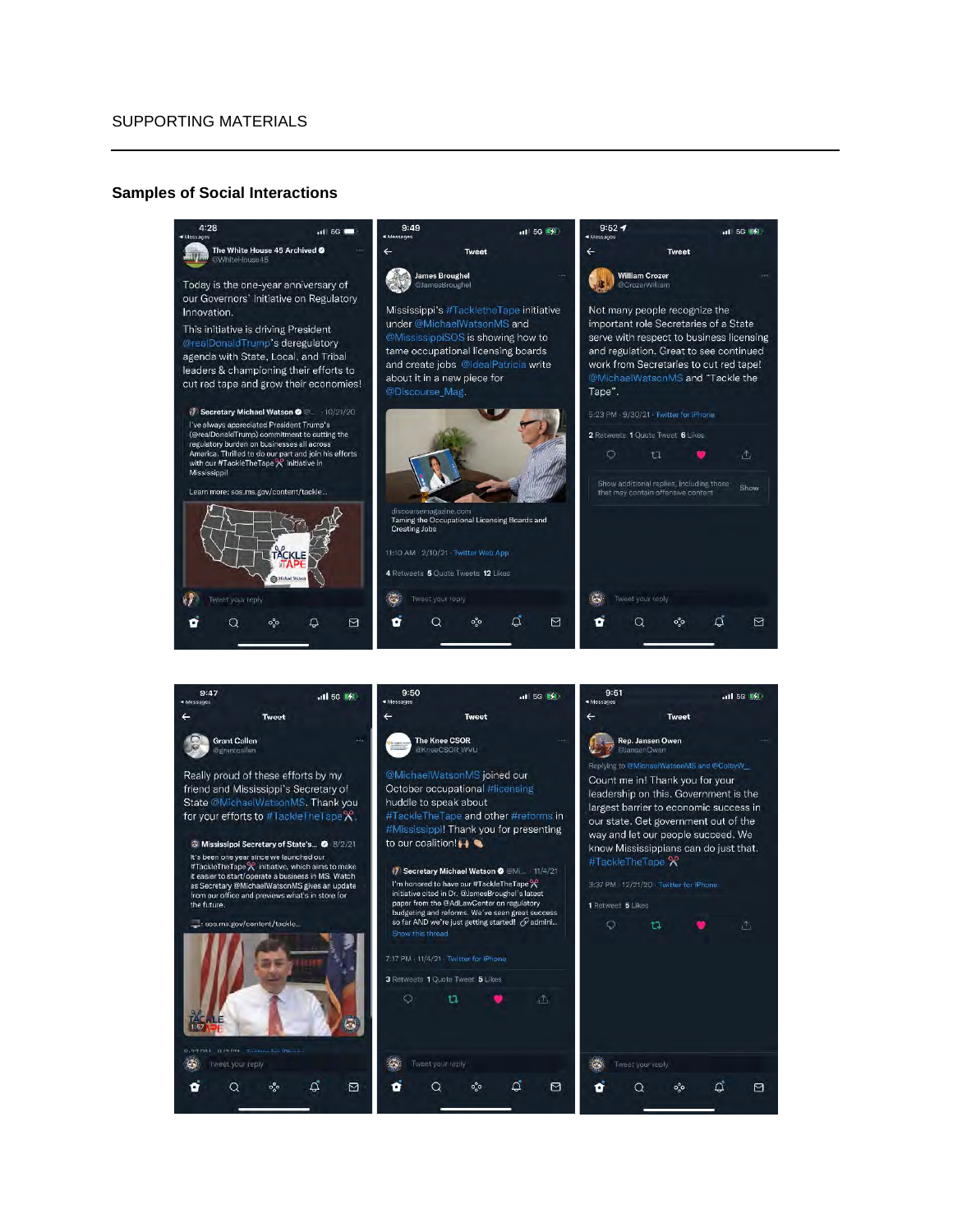SUPPORTING MATERIALS

**Samples of Social Interactions**

4:28

The White House 45 Archived
@WhiteHouse45

Today is the one-year anniversary of our Governors' Initiative on Regulatory Innovation.

This initiative is driving President @realDonaldTrump's deregulatory agenda with State, Local, and Tribal leaders & championing their efforts to cut red tape and grow their economies!

Secretary Michael Watson @... · 10/21/20
I've always appreciated President Trump's (@realDonaldTrump) commitment to cutting the regulatory burden on businesses all across America. Thrilled to do our part and join his efforts with our #TackleTheTape initiative in Mississippi!

Learn more: sos.ms.gov/content/tackle...

9:49

Tweet

James Broughel
@JamesBroughel

Mississippi's #TackletheTape initiative under @MichaelWatsonMS and @MississippiSOS is showing how to tame occupational licensing boards and create jobs. @IdealPatricia write about it in a new piece for @Discourse_Mag.

discoursemagazine.com
Taming the Occupational Licensing Boards and Creating Jobs

11:10 AM · 2/10/21 · Twitter Web App

4 Retweets 5 Quote Tweets 12 Likes

9:52

Tweet

William Crozer
@CrozerWilliam

Not many people recognize the important role Secretaries of a State serve with respect to business licensing and regulation. Great to see continued work from Secretaries to cut red tape! @MichaelWatsonMS and "Tackle the Tape".

5:23 PM · 9/30/21 · Twitter for iPhone

2 Retweets 1 Quote Tweet 6 Likes

Show additional replies, including those that may contain offensive content — Show

9:47

Tweet

Grant Callen
@grantcallen

Really proud of these efforts by my friend and Mississippi's Secretary of State @MichaelWatsonMS. Thank you for your efforts to #TackleTheTape.

Mississippi Secretary of State's... · 8/2/21
It's been one year since we launched our #TackleTheTape initiative, which aims to make it easier to start/operate a business in MS. Watch as Secretary @MichaelWatsonMS gives an update from our office and previews what's in store for the future.

sos.ms.gov/content/tackle...

9:50

Tweet

The Knee CSOR
@KneeCSOR_WVU

@MichaelWatsonMS joined our October occupational #licensing huddle to speak about #TackleTheTape and other #reforms in #Mississippi! Thank you for presenting to our coalition!

Secretary Michael Watson @Mi... · 11/4/21
I'm honored to have our #TackleTheTape initiative cited in Dr. @JamesBroughel's latest paper from the @AdLawCenter on regulatory budgeting and reforms. We've seen great success so far AND we're just getting started! adminl...
Show this thread

7:17 PM · 11/4/21 · Twitter for iPhone

3 Retweets 1 Quote Tweet 5 Likes

9:51

Tweet

Rep. Jansen Owen
@JansenOwen

Replying to @MichaelWatsonMS and @ColbyW_

Count me in! Thank you for your leadership on this. Government is the largest barrier to economic success in our state. Get government out of the way and let our people succeed. We know Mississippians can do just that. #TackleTheTape

3:37 PM · 12/21/20 · Twitter for iPhone

1 Retweet 5 Likes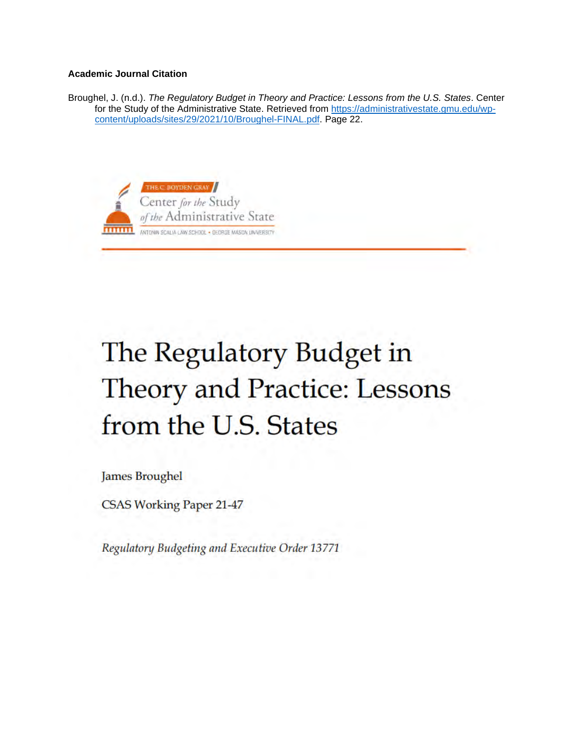**Academic Journal Citation**

Broughel, J. (n.d.). *The Regulatory Budget in Theory and Practice: Lessons from the U.S. States*. Center for the Study of the Administrative State. Retrieved from [https://administrativestate.gmu.edu/wp-content/uploads/sites/29/2021/10/Broughel-FINAL.pdf](https://administrativestate.gmu.edu/wp-content/uploads/sites/29/2021/10/Broughel-FINAL.pdf). Page 22.

THE C. BOYDEN GRAY
Center *for the* Study *of the* Administrative State
ANTONIN SCALIA LAW SCHOOL • GEORGE MASON UNIVERSITY

# The Regulatory Budget in Theory and Practice: Lessons from the U.S. States

James Broughel

CSAS Working Paper 21-47

*Regulatory Budgeting and Executive Order 13771*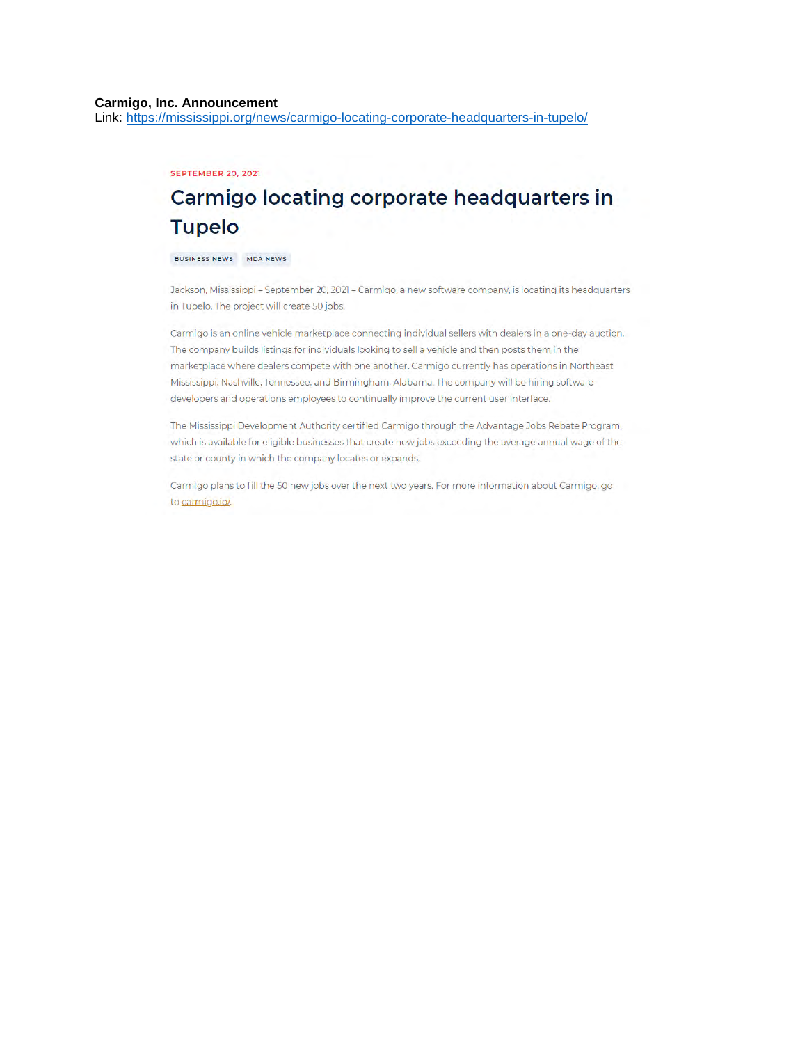**Carmigo, Inc. Announcement**
Link: https://mississippi.org/news/carmigo-locating-corporate-headquarters-in-tupelo/

SEPTEMBER 20, 2021

# Carmigo locating corporate headquarters in Tupelo

BUSINESS NEWS   MDA NEWS

Jackson, Mississippi – September 20, 2021 – Carmigo, a new software company, is locating its headquarters in Tupelo. The project will create 50 jobs.

Carmigo is an online vehicle marketplace connecting individual sellers with dealers in a one-day auction. The company builds listings for individuals looking to sell a vehicle and then posts them in the marketplace where dealers compete with one another. Carmigo currently has operations in Northeast Mississippi; Nashville, Tennessee; and Birmingham, Alabama. The company will be hiring software developers and operations employees to continually improve the current user interface.

The Mississippi Development Authority certified Carmigo through the Advantage Jobs Rebate Program, which is available for eligible businesses that create new jobs exceeding the average annual wage of the state or county in which the company locates or expands.

Carmigo plans to fill the 50 new jobs over the next two years. For more information about Carmigo, go to carmigo.io/.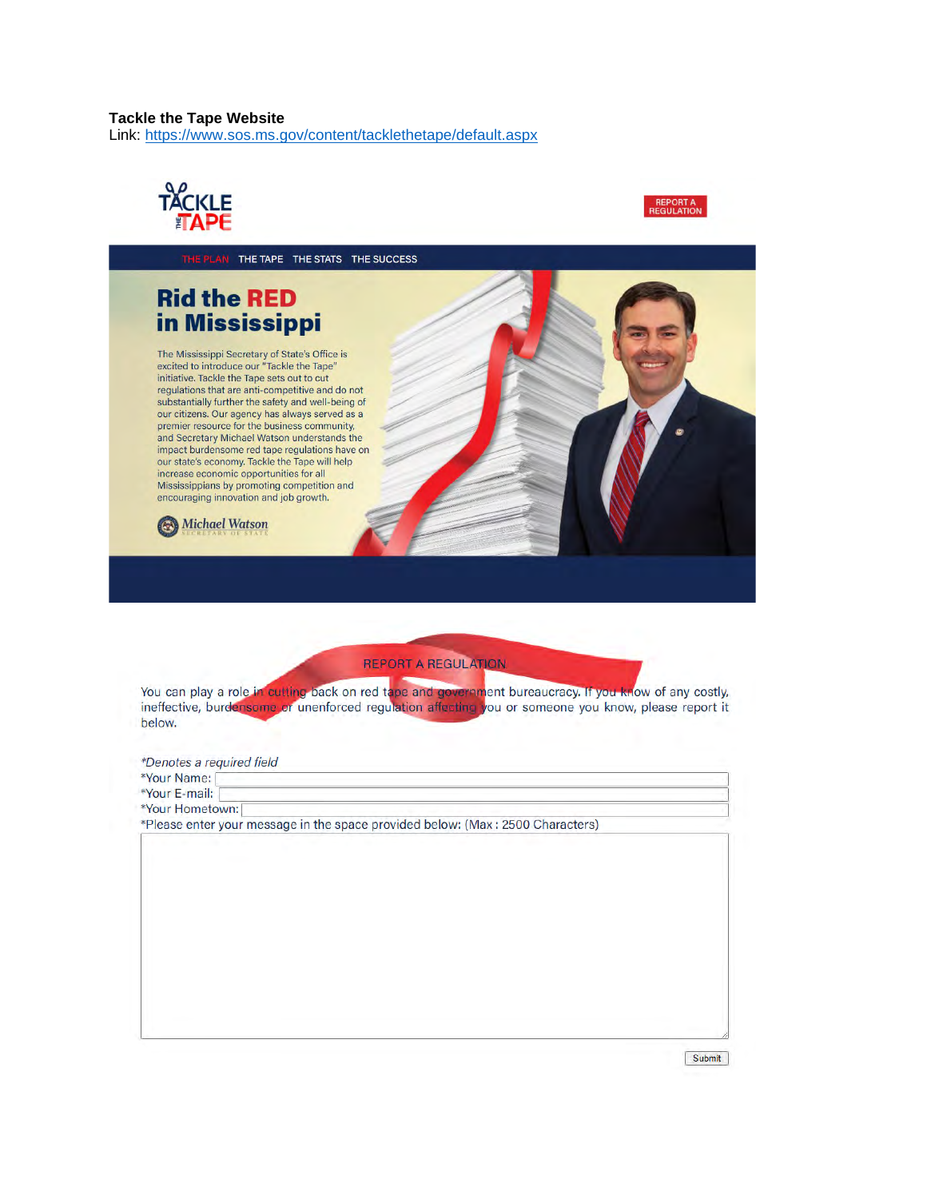**Tackle the Tape Website**
Link: https://www.sos.ms.gov/content/tacklethetape/default.aspx

TACKLE THE TAPE

REPORT A REGULATION

THE PLAN THE TAPE THE STATS THE SUCCESS

## Rid the RED in Mississippi

The Mississippi Secretary of State's Office is excited to introduce our "Tackle the Tape" initiative. Tackle the Tape sets out to cut regulations that are anti-competitive and do not substantially further the safety and well-being of our citizens. Our agency has always served as a premier resource for the business community, and Secretary Michael Watson understands the impact burdensome red tape regulations have on our state's economy. Tackle the Tape will help increase economic opportunities for all Mississippians by promoting competition and encouraging innovation and job growth.

Michael Watson
SECRETARY OF STATE

REPORT A REGULATION

You can play a role in cutting back on red tape and government bureaucracy. If you know of any costly, ineffective, burdensome or unenforced regulation affecting you or someone you know, please report it below.

*Denotes a required field*

*Your Name:

*Your E-mail:

*Your Hometown:

*Please enter your message in the space provided below: (Max : 2500 Characters)

Submit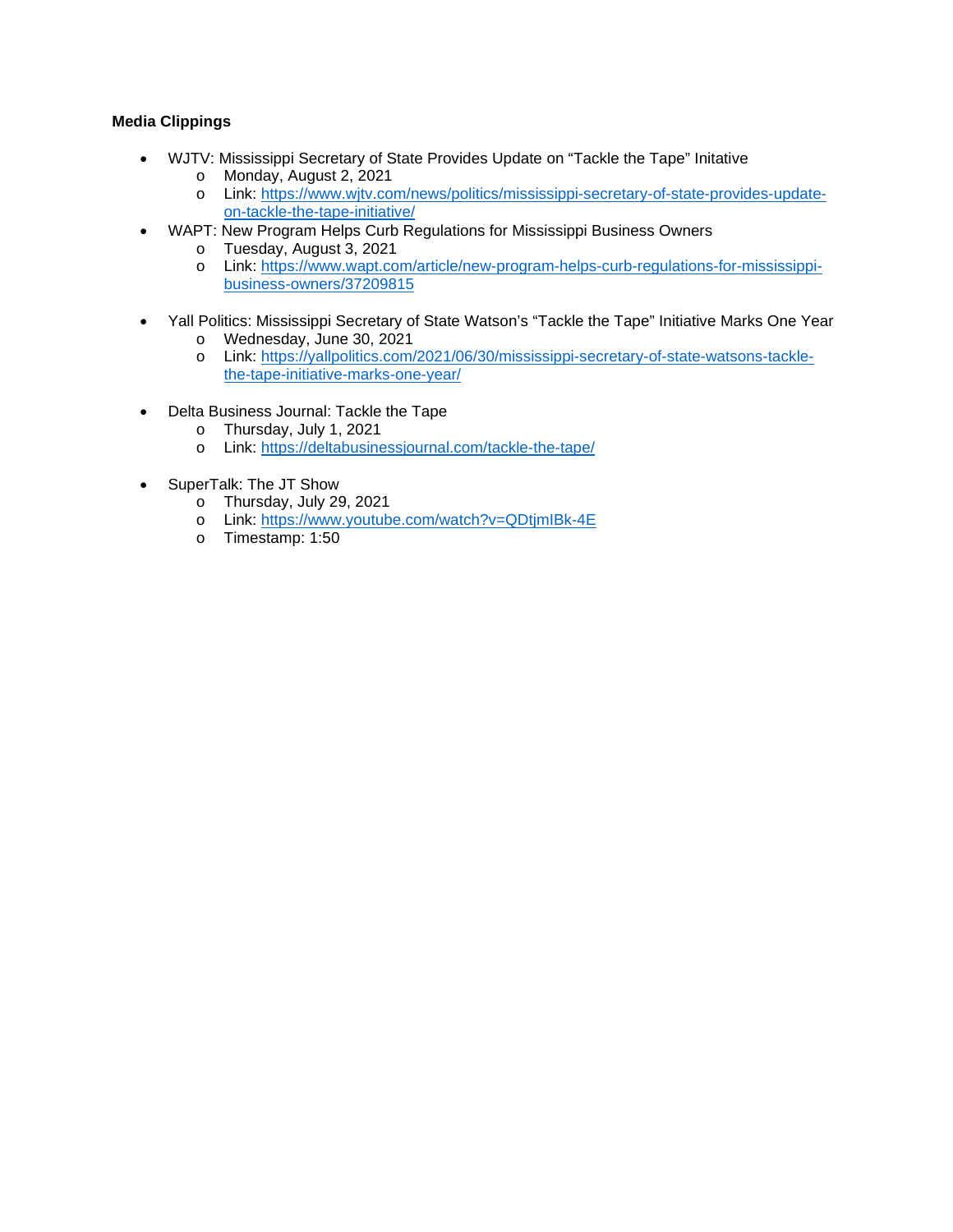**Media Clippings**

- WJTV: Mississippi Secretary of State Provides Update on "Tackle the Tape" Initative
  - Monday, August 2, 2021
  - Link: https://www.wjtv.com/news/politics/mississippi-secretary-of-state-provides-update-on-tackle-the-tape-initiative/
- WAPT: New Program Helps Curb Regulations for Mississippi Business Owners
  - Tuesday, August 3, 2021
  - Link: https://www.wapt.com/article/new-program-helps-curb-regulations-for-mississippi-business-owners/37209815

- Yall Politics: Mississippi Secretary of State Watson's "Tackle the Tape" Initiative Marks One Year
  - Wednesday, June 30, 2021
  - Link: https://yallpolitics.com/2021/06/30/mississippi-secretary-of-state-watsons-tackle-the-tape-initiative-marks-one-year/

- Delta Business Journal: Tackle the Tape
  - Thursday, July 1, 2021
  - Link: https://deltabusinessjournal.com/tackle-the-tape/

- SuperTalk: The JT Show
  - Thursday, July 29, 2021
  - Link: https://www.youtube.com/watch?v=QDtjmIBk-4E
  - Timestamp: 1:50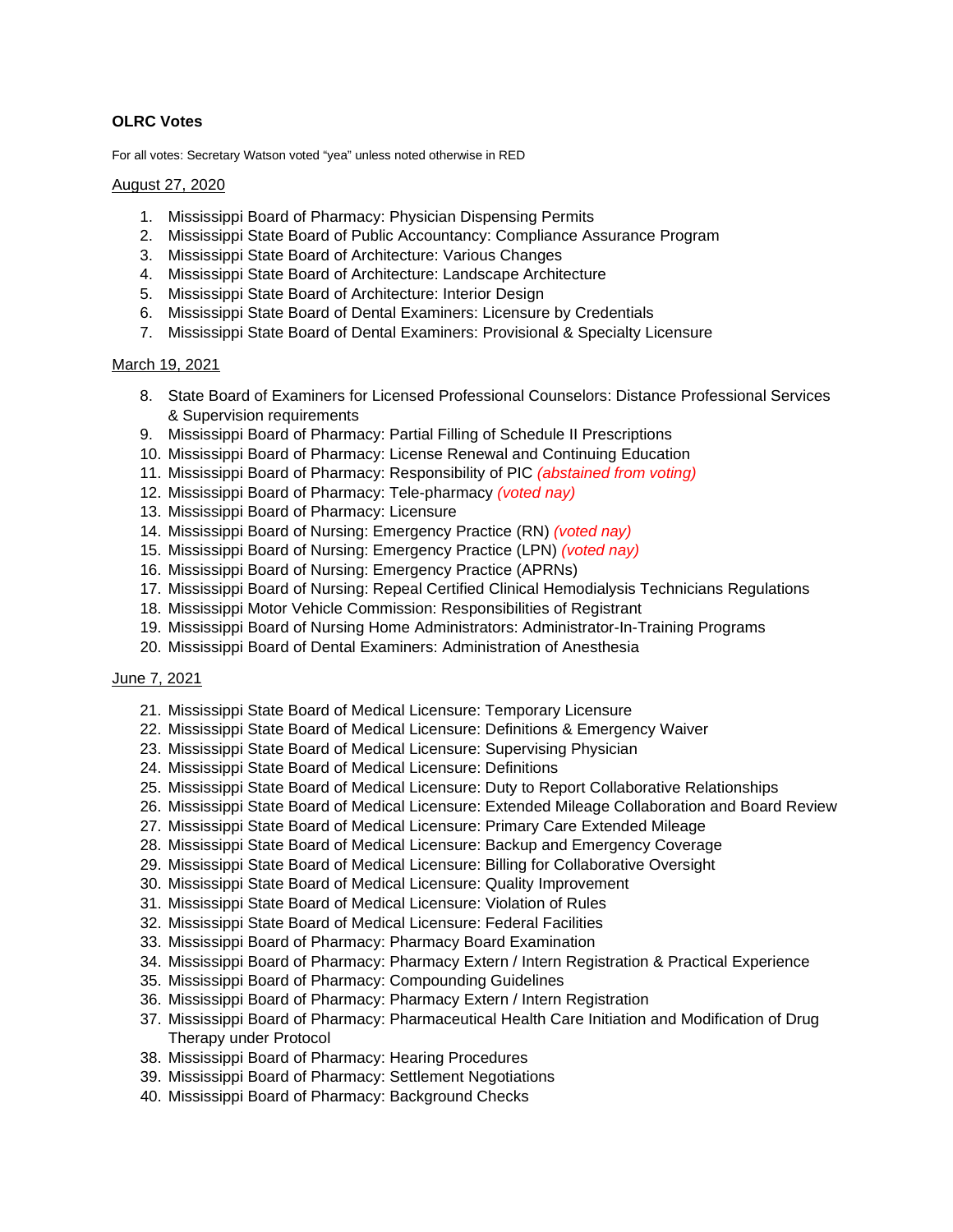**OLRC Votes**

For all votes: Secretary Watson voted "yea" unless noted otherwise in RED

August 27, 2020

1. Mississippi Board of Pharmacy: Physician Dispensing Permits
2. Mississippi State Board of Public Accountancy: Compliance Assurance Program
3. Mississippi State Board of Architecture: Various Changes
4. Mississippi State Board of Architecture: Landscape Architecture
5. Mississippi State Board of Architecture: Interior Design
6. Mississippi State Board of Dental Examiners: Licensure by Credentials
7. Mississippi State Board of Dental Examiners: Provisional & Specialty Licensure

March 19, 2021

8. State Board of Examiners for Licensed Professional Counselors: Distance Professional Services & Supervision requirements
9. Mississippi Board of Pharmacy: Partial Filling of Schedule II Prescriptions
10. Mississippi Board of Pharmacy: License Renewal and Continuing Education
11. Mississippi Board of Pharmacy: Responsibility of PIC *(abstained from voting)*
12. Mississippi Board of Pharmacy: Tele-pharmacy *(voted nay)*
13. Mississippi Board of Pharmacy: Licensure
14. Mississippi Board of Nursing: Emergency Practice (RN) *(voted nay)*
15. Mississippi Board of Nursing: Emergency Practice (LPN) *(voted nay)*
16. Mississippi Board of Nursing: Emergency Practice (APRNs)
17. Mississippi Board of Nursing: Repeal Certified Clinical Hemodialysis Technicians Regulations
18. Mississippi Motor Vehicle Commission: Responsibilities of Registrant
19. Mississippi Board of Nursing Home Administrators: Administrator-In-Training Programs
20. Mississippi Board of Dental Examiners: Administration of Anesthesia

June 7, 2021

21. Mississippi State Board of Medical Licensure: Temporary Licensure
22. Mississippi State Board of Medical Licensure: Definitions & Emergency Waiver
23. Mississippi State Board of Medical Licensure: Supervising Physician
24. Mississippi State Board of Medical Licensure: Definitions
25. Mississippi State Board of Medical Licensure: Duty to Report Collaborative Relationships
26. Mississippi State Board of Medical Licensure: Extended Mileage Collaboration and Board Review
27. Mississippi State Board of Medical Licensure: Primary Care Extended Mileage
28. Mississippi State Board of Medical Licensure: Backup and Emergency Coverage
29. Mississippi State Board of Medical Licensure: Billing for Collaborative Oversight
30. Mississippi State Board of Medical Licensure: Quality Improvement
31. Mississippi State Board of Medical Licensure: Violation of Rules
32. Mississippi State Board of Medical Licensure: Federal Facilities
33. Mississippi Board of Pharmacy: Pharmacy Board Examination
34. Mississippi Board of Pharmacy: Pharmacy Extern / Intern Registration & Practical Experience
35. Mississippi Board of Pharmacy: Compounding Guidelines
36. Mississippi Board of Pharmacy: Pharmacy Extern / Intern Registration
37. Mississippi Board of Pharmacy: Pharmaceutical Health Care Initiation and Modification of Drug Therapy under Protocol
38. Mississippi Board of Pharmacy: Hearing Procedures
39. Mississippi Board of Pharmacy: Settlement Negotiations
40. Mississippi Board of Pharmacy: Background Checks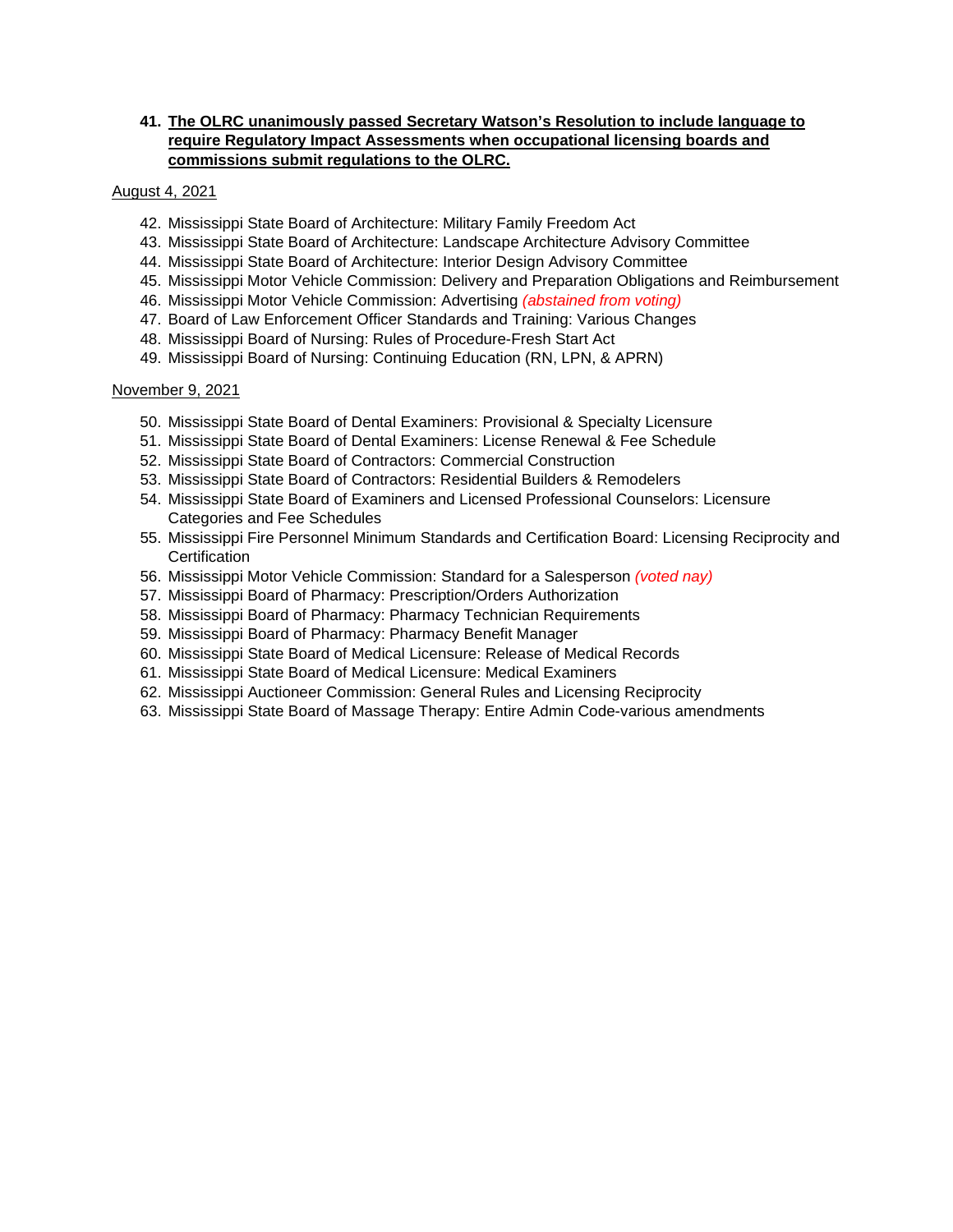41. **<u>The OLRC unanimously passed Secretary Watson's Resolution to include language to require Regulatory Impact Assessments when occupational licensing boards and commissions submit regulations to the OLRC.</u>**

<u>August 4, 2021</u>

42. Mississippi State Board of Architecture: Military Family Freedom Act
43. Mississippi State Board of Architecture: Landscape Architecture Advisory Committee
44. Mississippi State Board of Architecture: Interior Design Advisory Committee
45. Mississippi Motor Vehicle Commission: Delivery and Preparation Obligations and Reimbursement
46. Mississippi Motor Vehicle Commission: Advertising *(abstained from voting)*
47. Board of Law Enforcement Officer Standards and Training: Various Changes
48. Mississippi Board of Nursing: Rules of Procedure-Fresh Start Act
49. Mississippi Board of Nursing: Continuing Education (RN, LPN, & APRN)

<u>November 9, 2021</u>

50. Mississippi State Board of Dental Examiners: Provisional & Specialty Licensure
51. Mississippi State Board of Dental Examiners: License Renewal & Fee Schedule
52. Mississippi State Board of Contractors: Commercial Construction
53. Mississippi State Board of Contractors: Residential Builders & Remodelers
54. Mississippi State Board of Examiners and Licensed Professional Counselors: Licensure Categories and Fee Schedules
55. Mississippi Fire Personnel Minimum Standards and Certification Board: Licensing Reciprocity and Certification
56. Mississippi Motor Vehicle Commission: Standard for a Salesperson *(voted nay)*
57. Mississippi Board of Pharmacy: Prescription/Orders Authorization
58. Mississippi Board of Pharmacy: Pharmacy Technician Requirements
59. Mississippi Board of Pharmacy: Pharmacy Benefit Manager
60. Mississippi State Board of Medical Licensure: Release of Medical Records
61. Mississippi State Board of Medical Licensure: Medical Examiners
62. Mississippi Auctioneer Commission: General Rules and Licensing Reciprocity
63. Mississippi State Board of Massage Therapy: Entire Admin Code-various amendments